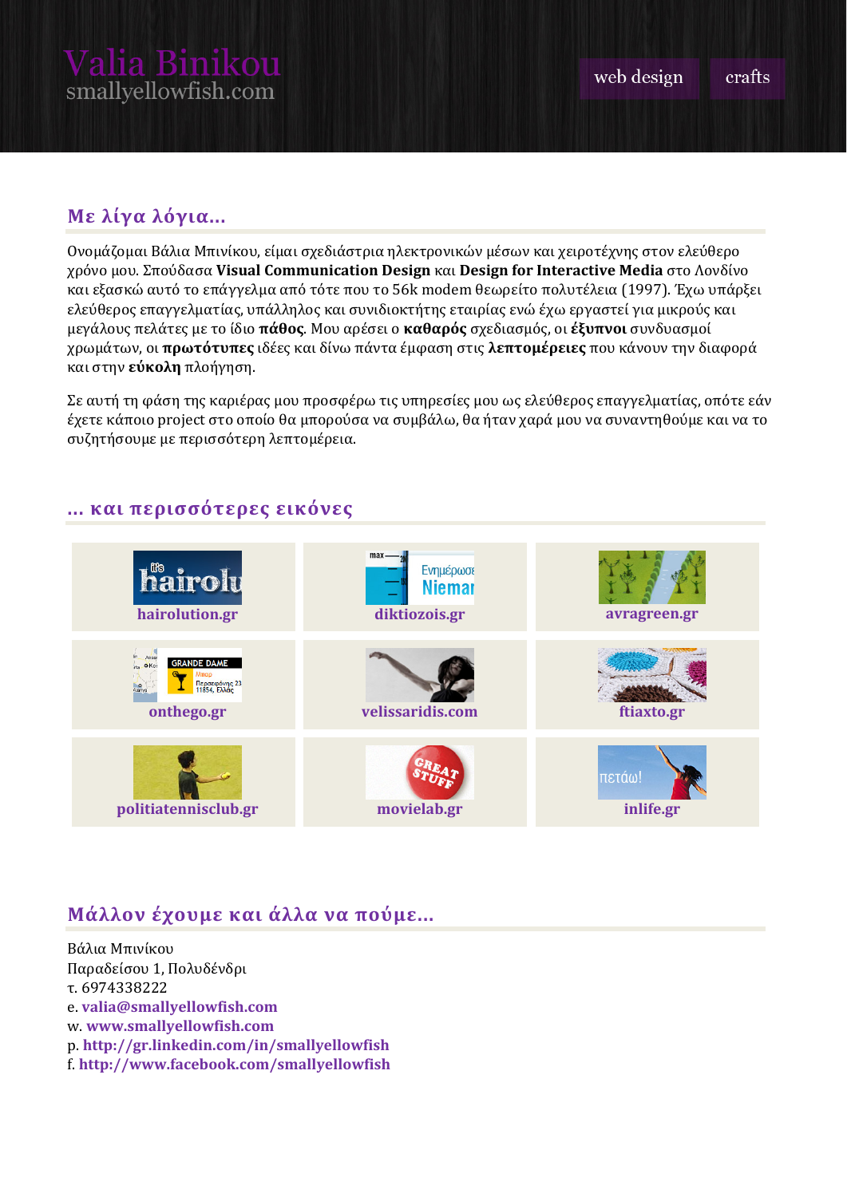Valia Binikou
smallyellowfish.com

web design | crafts

## Με λίγα λόγια…

Ονομάζομαι Βάλια Μπινίκου, είμαι σχεδιάστρια ηλεκτρονικών μέσων και χειροτέχνης στον ελεύθερο χρόνο μου. Σπούδασα **Visual Communication Design** και **Design for Interactive Media** στο Λονδίνο και εξασκώ αυτό το επάγγελμα από τότε που το 56k modem θεωρείτο πολυτέλεια (1997). Έχω υπάρξει ελεύθερος επαγγελματίας, υπάλληλος και συνιδιοκτήτης εταιρίας ενώ έχω εργαστεί για μικρούς και μεγάλους πελάτες με το ίδιο **πάθος**. Μου αρέσει ο **καθαρός** σχεδιασμός, οι **έξυπνοι** συνδυασμοί χρωμάτων, οι **πρωτότυπες** ιδέες και δίνω πάντα έμφαση στις **λεπτομέρειες** που κάνουν την διαφορά και στην **εύκολη** πλοήγηση.

Σε αυτή τη φάση της καριέρας μου προσφέρω τις υπηρεσίες μου ως ελεύθερος επαγγελματίας, οπότε εάν έχετε κάποιο project στο οποίο θα μπορούσα να συμβάλω, θα ήταν χαρά μου να συναντηθούμε και να το συζητήσουμε με περισσότερη λεπτομέρεια.

## … και περισσότερες εικόνες

| | | |
|---|---|---|
| hairolution.gr | diktiozois.gr | avragreen.gr |
| onthego.gr | velissaridis.com | ftiaxto.gr |
| politiatennisclub.gr | movielab.gr | inlife.gr |

## Μάλλον έχουμε και άλλα να πούμε…

Βάλια Μπινίκου
Παραδείσου 1, Πολυδένδρι
τ. 6974338222
e. **valia@smallyellowfish.com**
w. **www.smallyellowfish.com**
p. **http://gr.linkedin.com/in/smallyellowfish**
f. **http://www.facebook.com/smallyellowfish**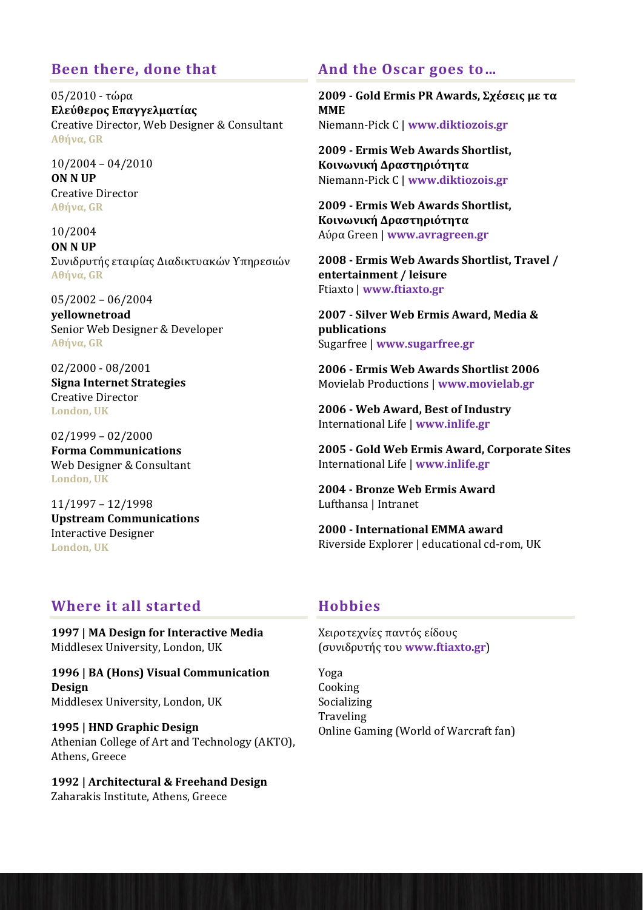## Been there, done that

05/2010 - τώρα
**Ελεύθερος Επαγγελματίας**
Creative Director, Web Designer & Consultant
**Αθήνα, GR**

10/2004 – 04/2010
**ON N UP**
Creative Director
**Αθήνα, GR**

10/2004
**ON N UP**
Συνιδρυτής εταιρίας Διαδικτυακών Υπηρεσιών
**Αθήνα, GR**

05/2002 – 06/2004
**yellownetroad**
Senior Web Designer & Developer
**Αθήνα, GR**

02/2000 - 08/2001
**Signa Internet Strategies**
Creative Director
**London, UK**

02/1999 – 02/2000
**Forma Communications**
Web Designer & Consultant
**London, UK**

11/1997 – 12/1998
**Upstream Communications**
Interactive Designer
**London, UK**

## And the Oscar goes to…

**2009 - Gold Ermis PR Awards, Σχέσεις με τα ΜΜΕ**
Niemann-Pick C | **www.diktiozois.gr**

**2009 - Ermis Web Awards Shortlist, Κοινωνική Δραστηριότητα**
Niemann-Pick C | **www.diktiozois.gr**

**2009 - Ermis Web Awards Shortlist, Κοινωνική Δραστηριότητα**
Αύρα Green | **www.avragreen.gr**

**2008 - Ermis Web Awards Shortlist, Travel / entertainment / leisure**
Ftiaxto | **www.ftiaxto.gr**

**2007 - Silver Web Ermis Award, Media & publications**
Sugarfree | **www.sugarfree.gr**

**2006 - Ermis Web Awards Shortlist 2006**
Movielab Productions | **www.movielab.gr**

**2006 - Web Award, Best of Industry**
International Life | **www.inlife.gr**

**2005 - Gold Web Ermis Award, Corporate Sites**
International Life | **www.inlife.gr**

**2004 - Bronze Web Ermis Award**
Lufthansa | Intranet

**2000 - International EMMA award**
Riverside Explorer | educational cd-rom, UK

## Where it all started

**1997 | MA Design for Interactive Media**
Middlesex University, London, UK

**1996 | BA (Hons) Visual Communication Design**
Middlesex University, London, UK

**1995 | HND Graphic Design**
Athenian College of Art and Technology (AKTO), Athens, Greece

**1992 | Architectural & Freehand Design**
Zaharakis Institute, Athens, Greece

## Hobbies

Χειροτεχνίες παντός είδους
(συνιδρυτής του **www.ftiaxto.gr**)

Yoga
Cooking
Socializing
Traveling
Online Gaming (World of Warcraft fan)